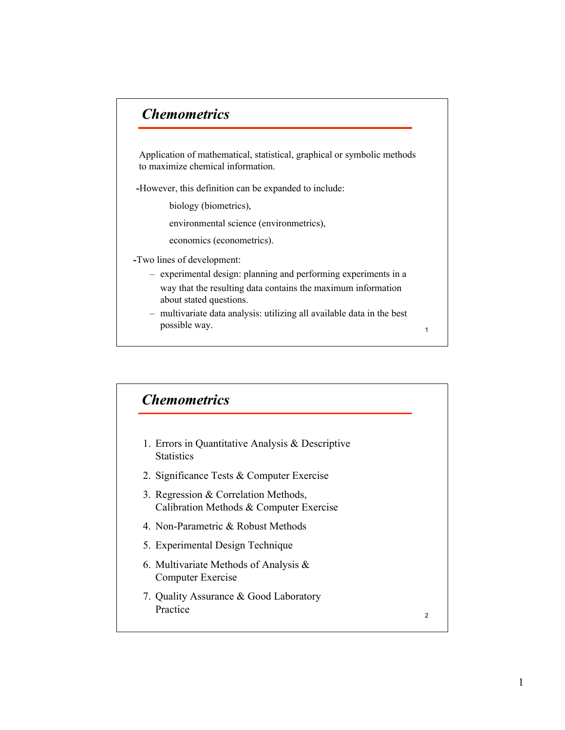## *Chemometrics*

Application of mathematical, statistical, graphical or symbolic methods to maximize chemical information.

-However, this definition can be expanded to include:

biology (biometrics),

environmental science (environmetrics),

economics (econometrics).

-Two lines of development:

- experimental design: planning and performing experiments in a way that the resulting data contains the maximum information about stated questions.
- multivariate data analysis: utilizing all available data in the best possible way.

## *Chemometrics*

1. Errors in Quantitative Analysis & Descriptive Statistics
2. Significance Tests & Computer Exercise
3. Regression & Correlation Methods, Calibration Methods & Computer Exercise
4. Non-Parametric & Robust Methods
5. Experimental Design Technique
6. Multivariate Methods of Analysis & Computer Exercise
7. Quality Assurance & Good Laboratory Practice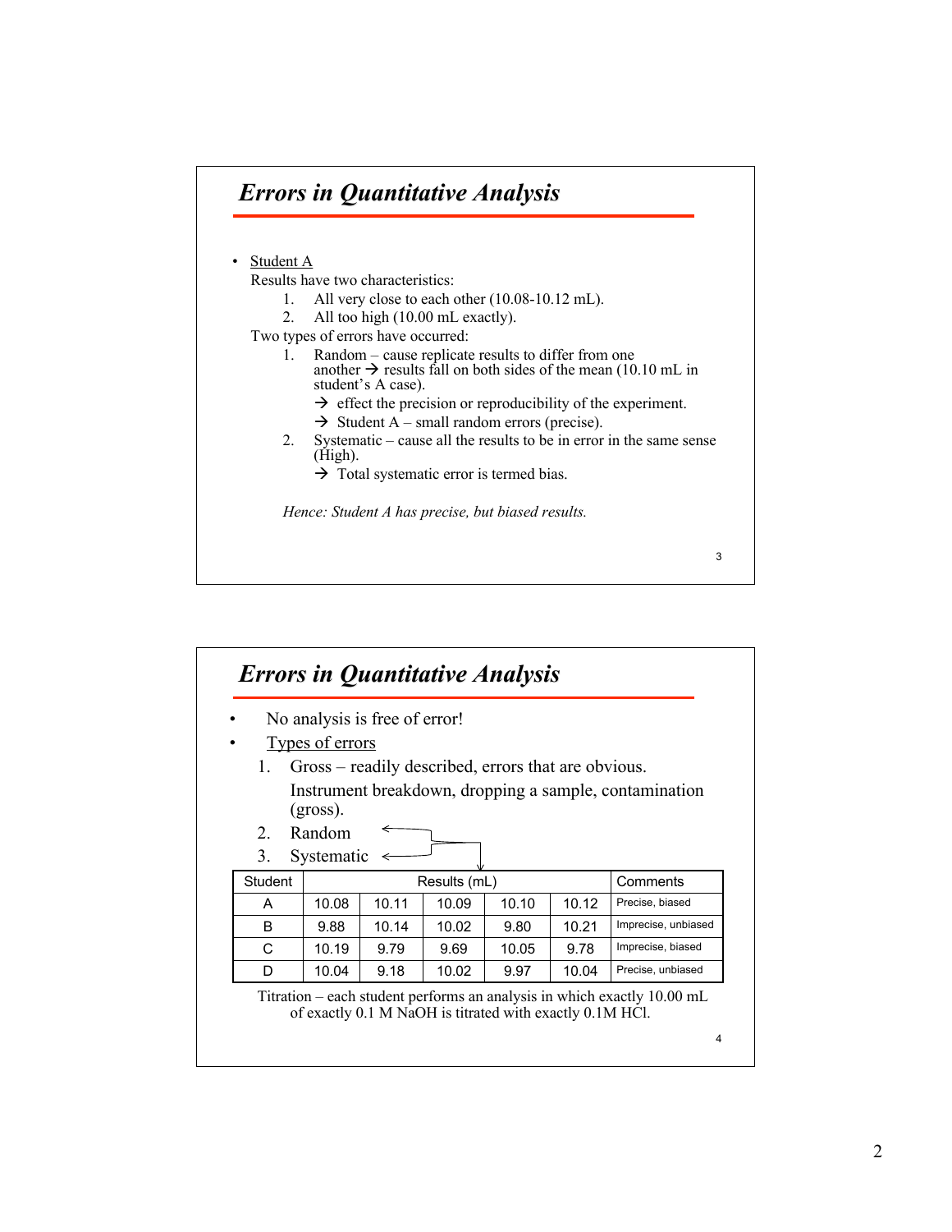## Errors in Quantitative Analysis

- Student A

  Results have two characteristics:

  1. All very close to each other (10.08-10.12 mL).
  2. All too high (10.00 mL exactly).

  Two types of errors have occurred:

  1. Random – cause replicate results to differ from one another → results fall on both sides of the mean (10.10 mL in student's A case).
     - → effect the precision or reproducibility of the experiment.
     - → Student A – small random errors (precise).
  2. Systematic – cause all the results to be in error in the same sense (High).
     - → Total systematic error is termed bias.

  *Hence: Student A has precise, but biased results.*

## Errors in Quantitative Analysis

- No analysis is free of error!
- Types of errors
  1. Gross – readily described, errors that are obvious.
     Instrument breakdown, dropping a sample, contamination (gross).
  2. Random
  3. Systematic

| Student | Results (mL) | | | | | Comments |
|---|---|---|---|---|---|---|
| A | 10.08 | 10.11 | 10.09 | 10.10 | 10.12 | Precise, biased |
| B | 9.88 | 10.14 | 10.02 | 9.80 | 10.21 | Imprecise, unbiased |
| C | 10.19 | 9.79 | 9.69 | 10.05 | 9.78 | Imprecise, biased |
| D | 10.04 | 9.18 | 10.02 | 9.97 | 10.04 | Precise, unbiased |

Titration – each student performs an analysis in which exactly 10.00 mL of exactly 0.1 M NaOH is titrated with exactly 0.1M HCl.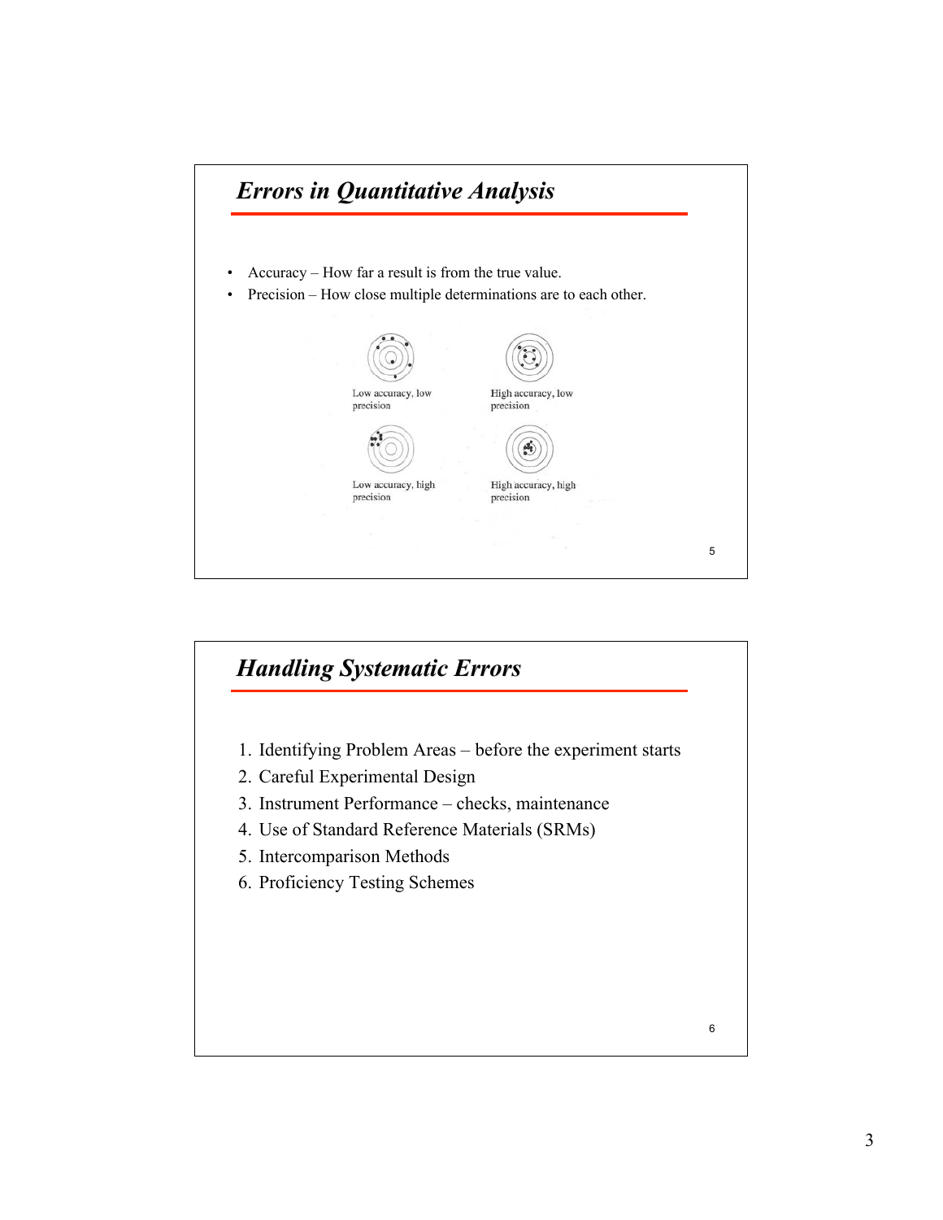## *Errors in Quantitative Analysis*

- Accuracy – How far a result is from the true value.
- Precision – How close multiple determinations are to each other.

Low accuracy, low precision

High accuracy, low precision

Low accuracy, high precision

High accuracy, high precision

## *Handling Systematic Errors*

1. Identifying Problem Areas – before the experiment starts
2. Careful Experimental Design
3. Instrument Performance – checks, maintenance
4. Use of Standard Reference Materials (SRMs)
5. Intercomparison Methods
6. Proficiency Testing Schemes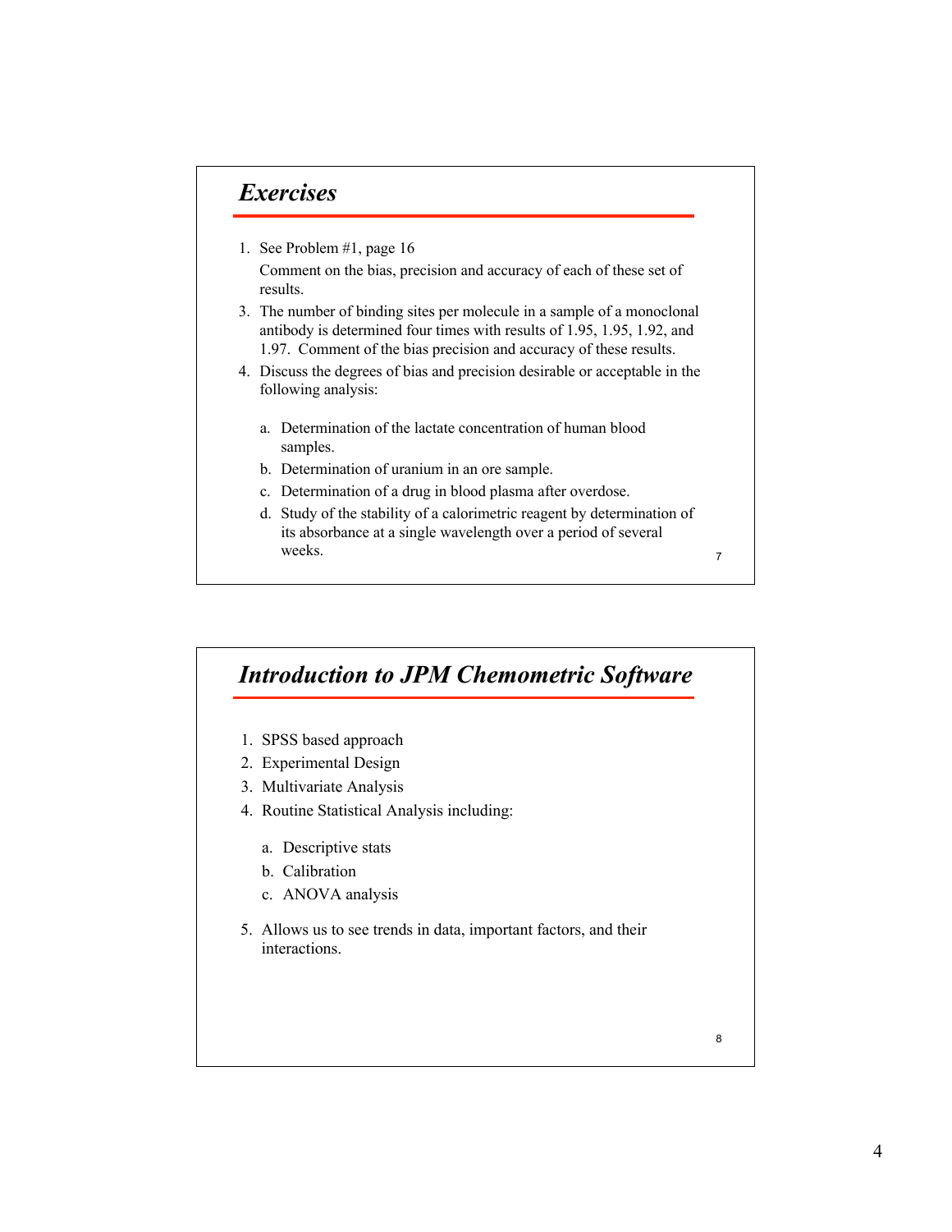## *Exercises*

1. See Problem #1, page 16

   Comment on the bias, precision and accuracy of each of these set of results.

3. The number of binding sites per molecule in a sample of a monoclonal antibody is determined four times with results of 1.95, 1.95, 1.92, and 1.97. Comment of the bias precision and accuracy of these results.
4. Discuss the degrees of bias and precision desirable or acceptable in the following analysis:

   a. Determination of the lactate concentration of human blood samples.

   b. Determination of uranium in an ore sample.

   c. Determination of a drug in blood plasma after overdose.

   d. Study of the stability of a calorimetric reagent by determination of its absorbance at a single wavelength over a period of several weeks.

## *Introduction to JPM Chemometric Software*

1. SPSS based approach
2. Experimental Design
3. Multivariate Analysis
4. Routine Statistical Analysis including:

   a. Descriptive stats

   b. Calibration

   c. ANOVA analysis

5. Allows us to see trends in data, important factors, and their interactions.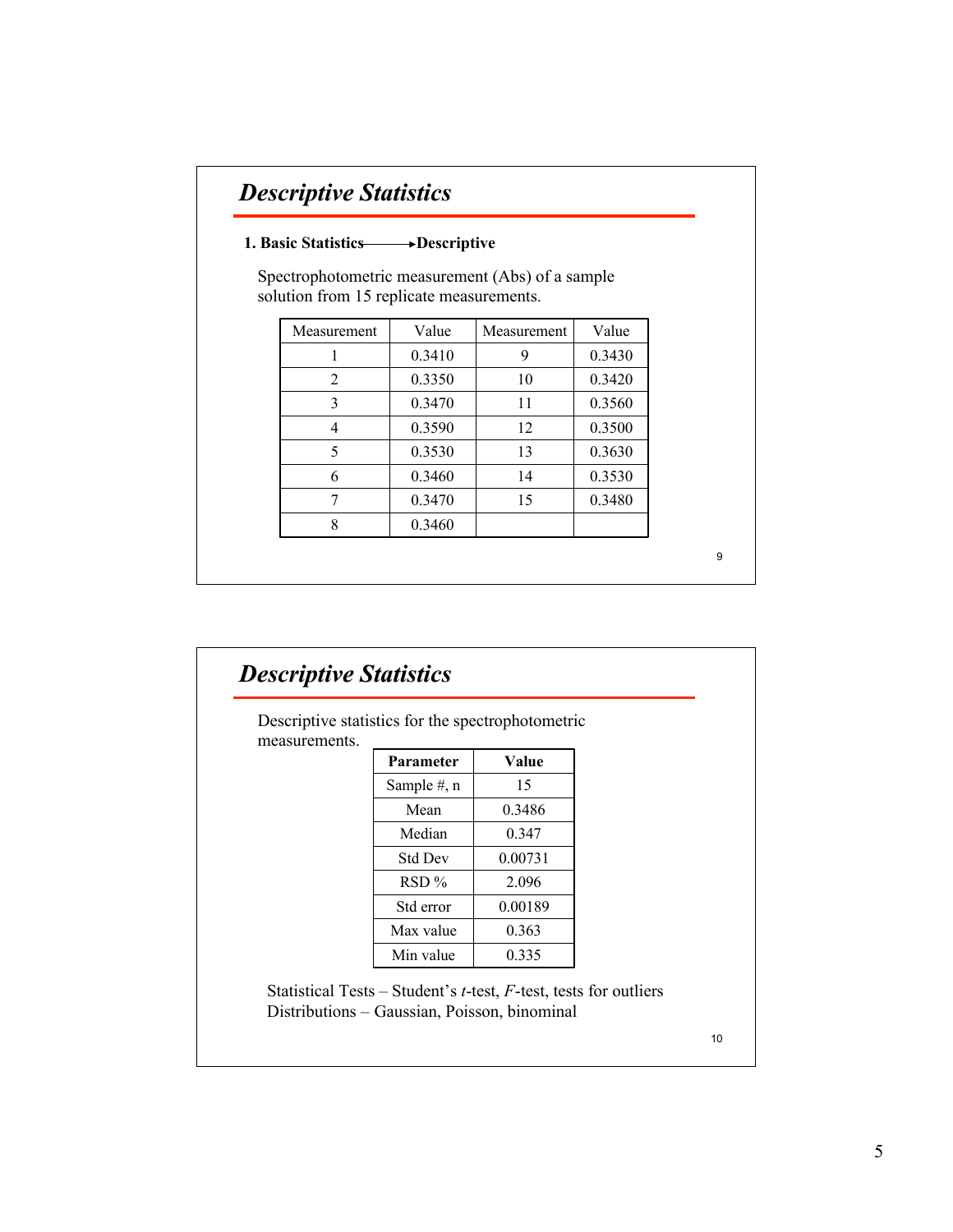## Descriptive Statistics

**1. Basic Statistics ⟶ Descriptive**

Spectrophotometric measurement (Abs) of a sample solution from 15 replicate measurements.

| Measurement | Value | Measurement | Value |
|---|---|---|---|
| 1 | 0.3410 | 9 | 0.3430 |
| 2 | 0.3350 | 10 | 0.3420 |
| 3 | 0.3470 | 11 | 0.3560 |
| 4 | 0.3590 | 12 | 0.3500 |
| 5 | 0.3530 | 13 | 0.3630 |
| 6 | 0.3460 | 14 | 0.3530 |
| 7 | 0.3470 | 15 | 0.3480 |
| 8 | 0.3460 | | |

## Descriptive Statistics

Descriptive statistics for the spectrophotometric measurements.

| **Parameter** | **Value** |
|---|---|
| Sample #, n | 15 |
| Mean | 0.3486 |
| Median | 0.347 |
| Std Dev | 0.00731 |
| RSD % | 2.096 |
| Std error | 0.00189 |
| Max value | 0.363 |
| Min value | 0.335 |

Statistical Tests – Student's *t*-test, *F*-test, tests for outliers
Distributions – Gaussian, Poisson, binominal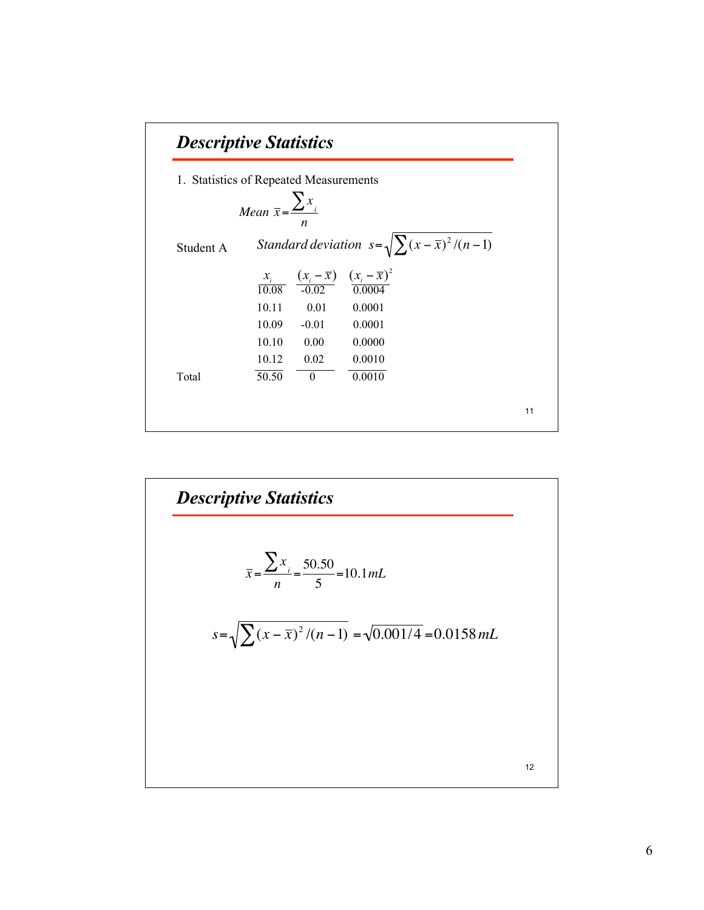## *Descriptive Statistics*

1. Statistics of Repeated Measurements

$$Mean\ \bar{x} = \frac{\sum x_i}{n}$$

Student A

$$Standard\ deviation\ \ s = \sqrt{\sum (x - \bar{x})^2 / (n-1)}$$

|  | $x_i$ | $(x_i - \bar{x})$ | $(x_i - \bar{x})^2$ |
|---|---|---|---|
|  | 10.08 | -0.02 | 0.0004 |
|  | 10.11 | 0.01 | 0.0001 |
|  | 10.09 | -0.01 | 0.0001 |
|  | 10.10 | 0.00 | 0.0000 |
|  | 10.12 | 0.02 | 0.0010 |
| Total | 50.50 | 0 | 0.0010 |

11

## *Descriptive Statistics*

$$\bar{x} = \frac{\sum x_i}{n} = \frac{50.50}{5} = 10.1\,mL$$

$$s = \sqrt{\sum (x - \bar{x})^2 / (n-1)} = \sqrt{0.001/4} = 0.0158\,mL$$

12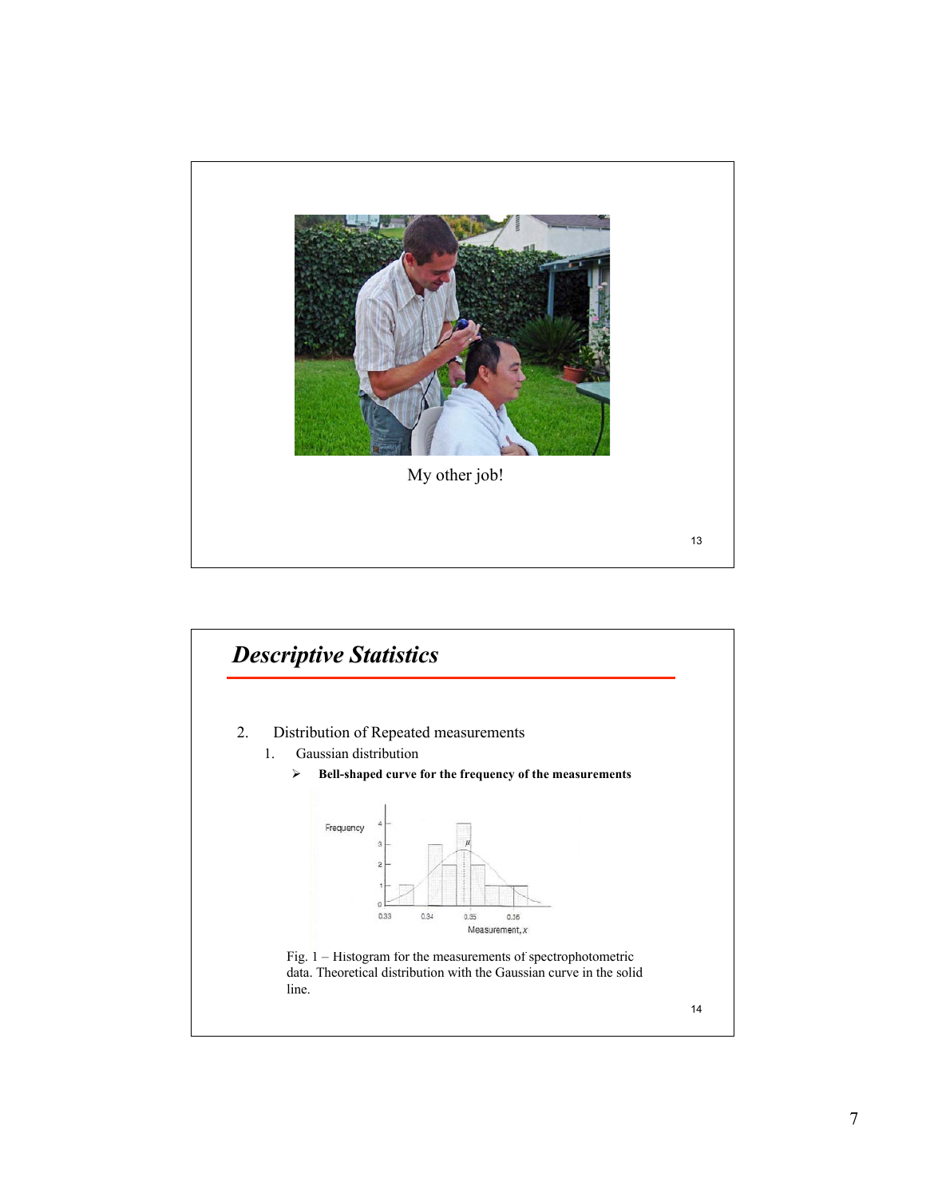My other job!

## *Descriptive Statistics*

2. Distribution of Repeated measurements
   1. Gaussian distribution
      - **Bell-shaped curve for the frequency of the measurements**

Fig. 1 – Histogram for the measurements of spectrophotometric data. Theoretical distribution with the Gaussian curve in the solid line.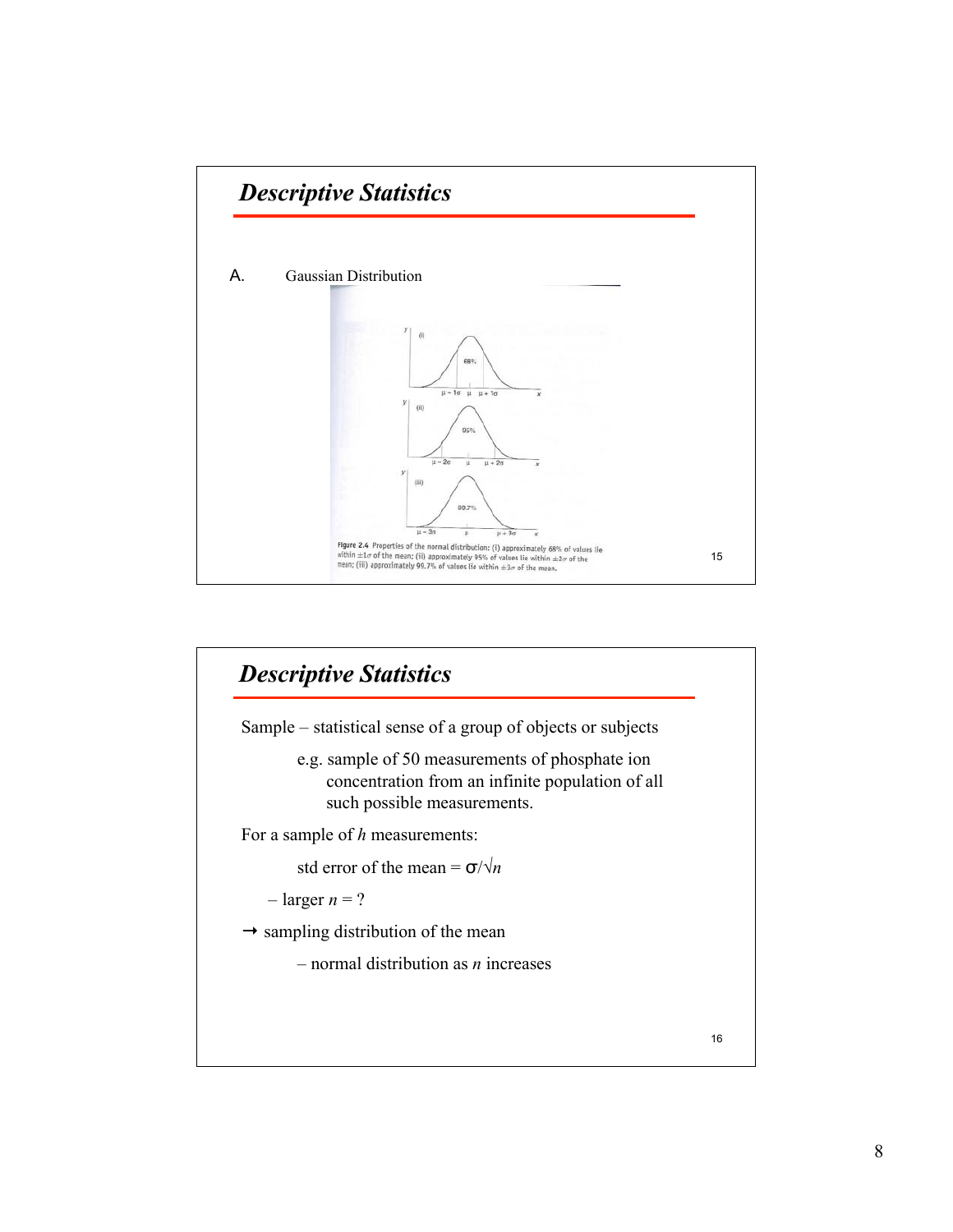## Descriptive Statistics

A. Gaussian Distribution

Figure 2.4 Properties of the normal distribution: (i) approximately 68% of values lie within $\pm 1\sigma$ of the mean; (ii) approximately 95% of values lie within $\pm 2\sigma$ of the mean; (iii) approximately 99.7% of values lie within $\pm 3\sigma$ of the mean.

## Descriptive Statistics

Sample – statistical sense of a group of objects or subjects

e.g. sample of 50 measurements of phosphate ion concentration from an infinite population of all such possible measurements.

For a sample of *h* measurements:

std error of the mean = $\sigma/\sqrt{n}$

– larger $n$ = ?

→ sampling distribution of the mean

– normal distribution as $n$ increases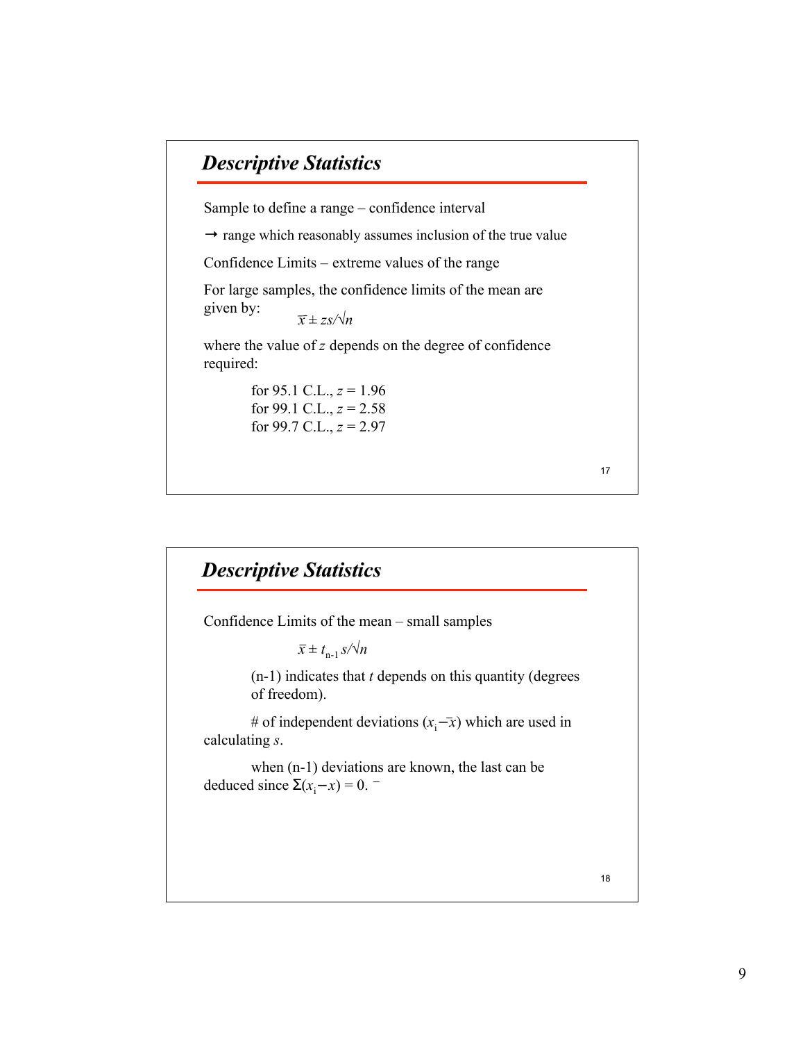## Descriptive Statistics

Sample to define a range – confidence interval

→ range which reasonably assumes inclusion of the true value

Confidence Limits – extreme values of the range

For large samples, the confidence limits of the mean are given by:

$$\bar{x} \pm zs/\sqrt{n}$$

where the value of $z$ depends on the degree of confidence required:

for 95.1 C.L., $z = 1.96$
for 99.1 C.L., $z = 2.58$
for 99.7 C.L., $z = 2.97$

## Descriptive Statistics

Confidence Limits of the mean – small samples

$$\bar{x} \pm t_{n-1}\, s/\sqrt{n}$$

(n-1) indicates that $t$ depends on this quantity (degrees of freedom).

\# of independent deviations $(x_i - \bar{x})$ which are used in calculating $s$.

when (n-1) deviations are known, the last can be deduced since $\Sigma(x_i - \bar{x}) = 0$.